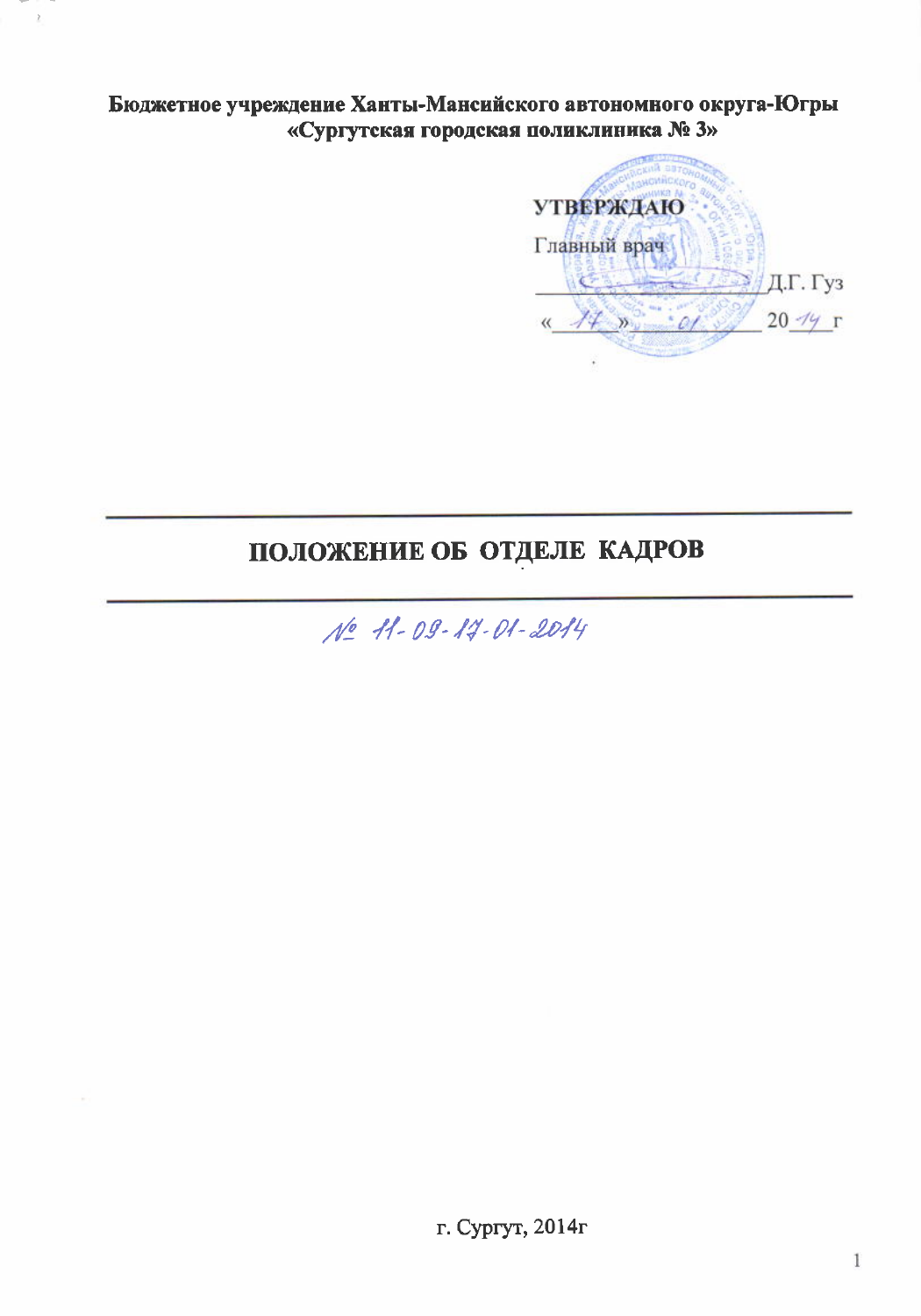**Бюджетное учреждение Ханты-Мансийского автономного округа-Югры «Сургутская городская поликлиника № 3»**

**УТВЕРЖДАЮ**

Главный врач

_______________ Д.Г. Гуз

« 17 » 01 20 14 г

# ПОЛОЖЕНИЕ ОБ ОТДЕЛЕ КАДРОВ

№ 11-09-17-01-2014

г. Сургут, 2014г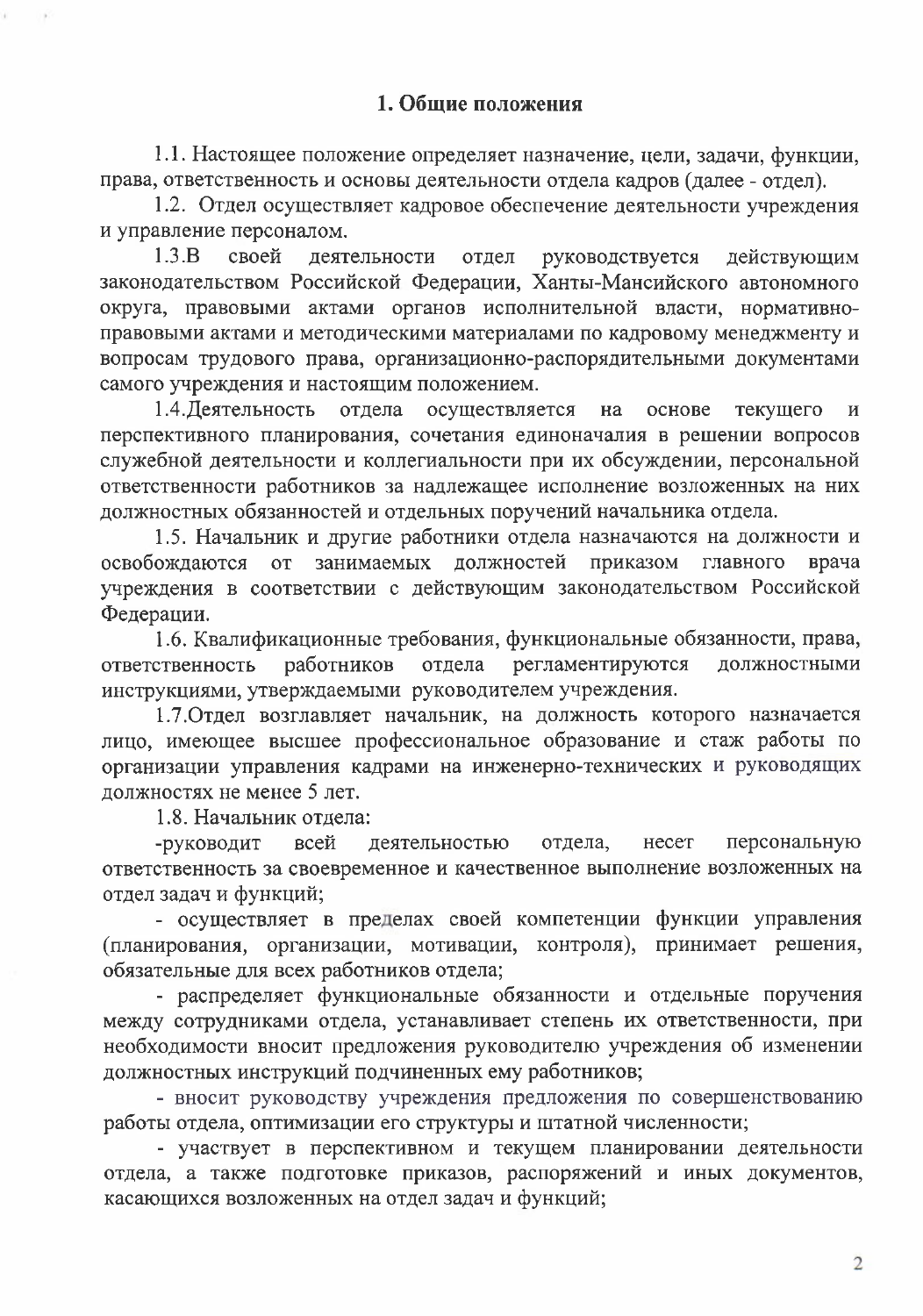## 1. Общие положения

1.1. Настоящее положение определяет назначение, цели, задачи, функции, права, ответственность и основы деятельности отдела кадров (далее - отдел).

1.2. Отдел осуществляет кадровое обеспечение деятельности учреждения и управление персоналом.

1.3.В своей деятельности отдел руководствуется действующим законодательством Российской Федерации, Ханты-Мансийского автономного округа, правовыми актами органов исполнительной власти, нормативно-правовыми актами и методическими материалами по кадровому менеджменту и вопросам трудового права, организационно-распорядительными документами самого учреждения и настоящим положением.

1.4.Деятельность отдела осуществляется на основе текущего и перспективного планирования, сочетания единоначалия в решении вопросов служебной деятельности и коллегиальности при их обсуждении, персональной ответственности работников за надлежащее исполнение возложенных на них должностных обязанностей и отдельных поручений начальника отдела.

1.5. Начальник и другие работники отдела назначаются на должности и освобождаются от занимаемых должностей приказом главного врача учреждения в соответствии с действующим законодательством Российской Федерации.

1.6. Квалификационные требования, функциональные обязанности, права, ответственность работников отдела регламентируются должностными инструкциями, утверждаемыми руководителем учреждения.

1.7.Отдел возглавляет начальник, на должность которого назначается лицо, имеющее высшее профессиональное образование и стаж работы по организации управления кадрами на инженерно-технических и руководящих должностях не менее 5 лет.

1.8. Начальник отдела:

-руководит всей деятельностью отдела, несет персональную ответственность за своевременное и качественное выполнение возложенных на отдел задач и функций;

- осуществляет в пределах своей компетенции функции управления (планирования, организации, мотивации, контроля), принимает решения, обязательные для всех работников отдела;

- распределяет функциональные обязанности и отдельные поручения между сотрудниками отдела, устанавливает степень их ответственности, при необходимости вносит предложения руководителю учреждения об изменении должностных инструкций подчиненных ему работников;

- вносит руководству учреждения предложения по совершенствованию работы отдела, оптимизации его структуры и штатной численности;

- участвует в перспективном и текущем планировании деятельности отдела, а также подготовке приказов, распоряжений и иных документов, касающихся возложенных на отдел задач и функций;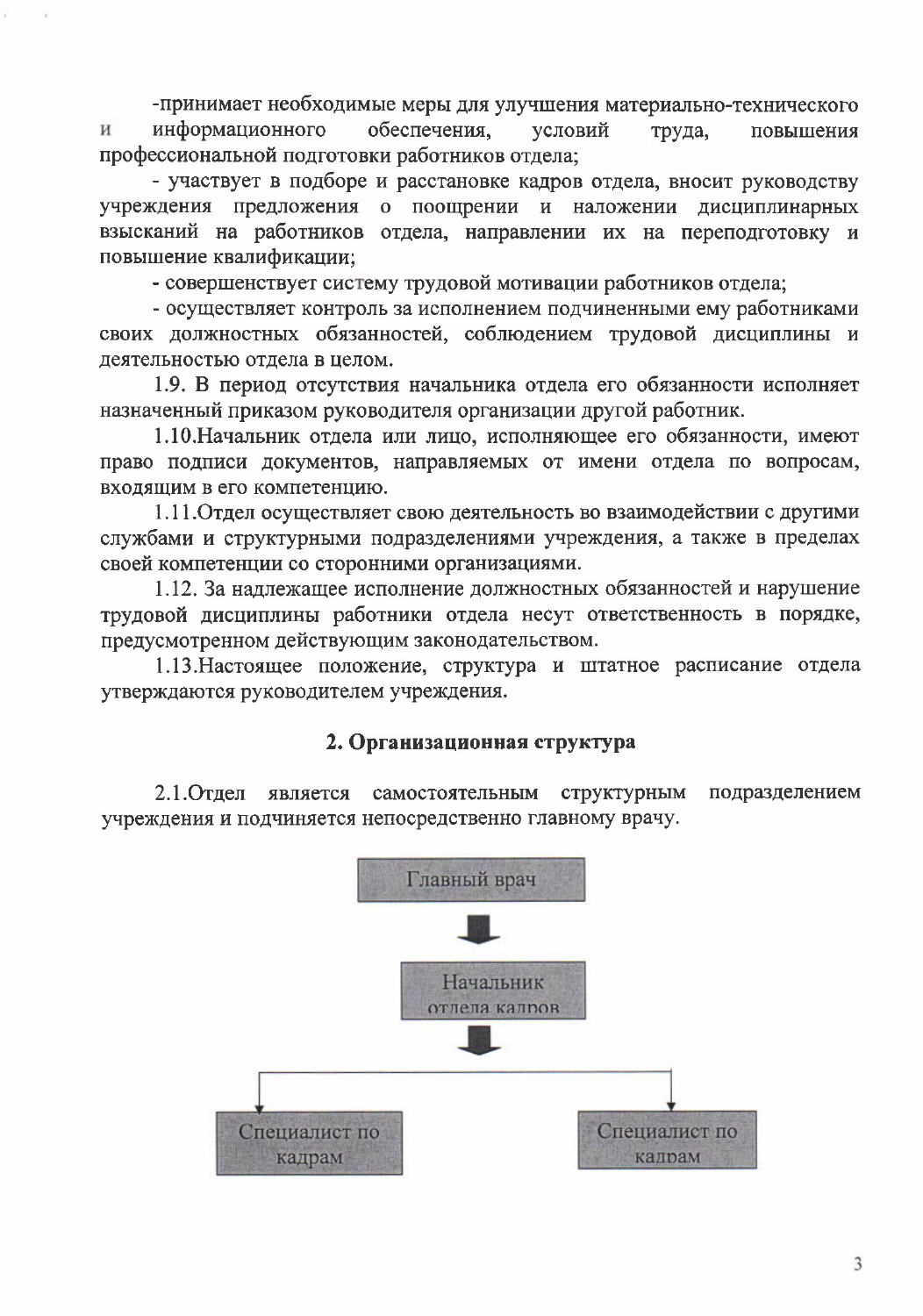-принимает необходимые меры для улучшения материально-технического и информационного обеспечения, условий труда, повышения профессиональной подготовки работников отдела;

- участвует в подборе и расстановке кадров отдела, вносит руководству учреждения предложения о поощрении и наложении дисциплинарных взысканий на работников отдела, направлении их на переподготовку и повышение квалификации;

- совершенствует систему трудовой мотивации работников отдела;

- осуществляет контроль за исполнением подчиненными ему работниками своих должностных обязанностей, соблюдением трудовой дисциплины и деятельностью отдела в целом.

1.9. В период отсутствия начальника отдела его обязанности исполняет назначенный приказом руководителя организации другой работник.

1.10.Начальник отдела или лицо, исполняющее его обязанности, имеют право подписи документов, направляемых от имени отдела по вопросам, входящим в его компетенцию.

1.11.Отдел осуществляет свою деятельность во взаимодействии с другими службами и структурными подразделениями учреждения, а также в пределах своей компетенции со сторонними организациями.

1.12. За надлежащее исполнение должностных обязанностей и нарушение трудовой дисциплины работники отдела несут ответственность в порядке, предусмотренном действующим законодательством.

1.13.Настоящее положение, структура и штатное расписание отдела утверждаются руководителем учреждения.

## 2. Организационная структура

2.1.Отдел является самостоятельным структурным подразделением учреждения и подчиняется непосредственно главному врачу.

Главный врач

↓

Начальник отдела кадров

↓

Специалист по кадрам | Специалист по кадрам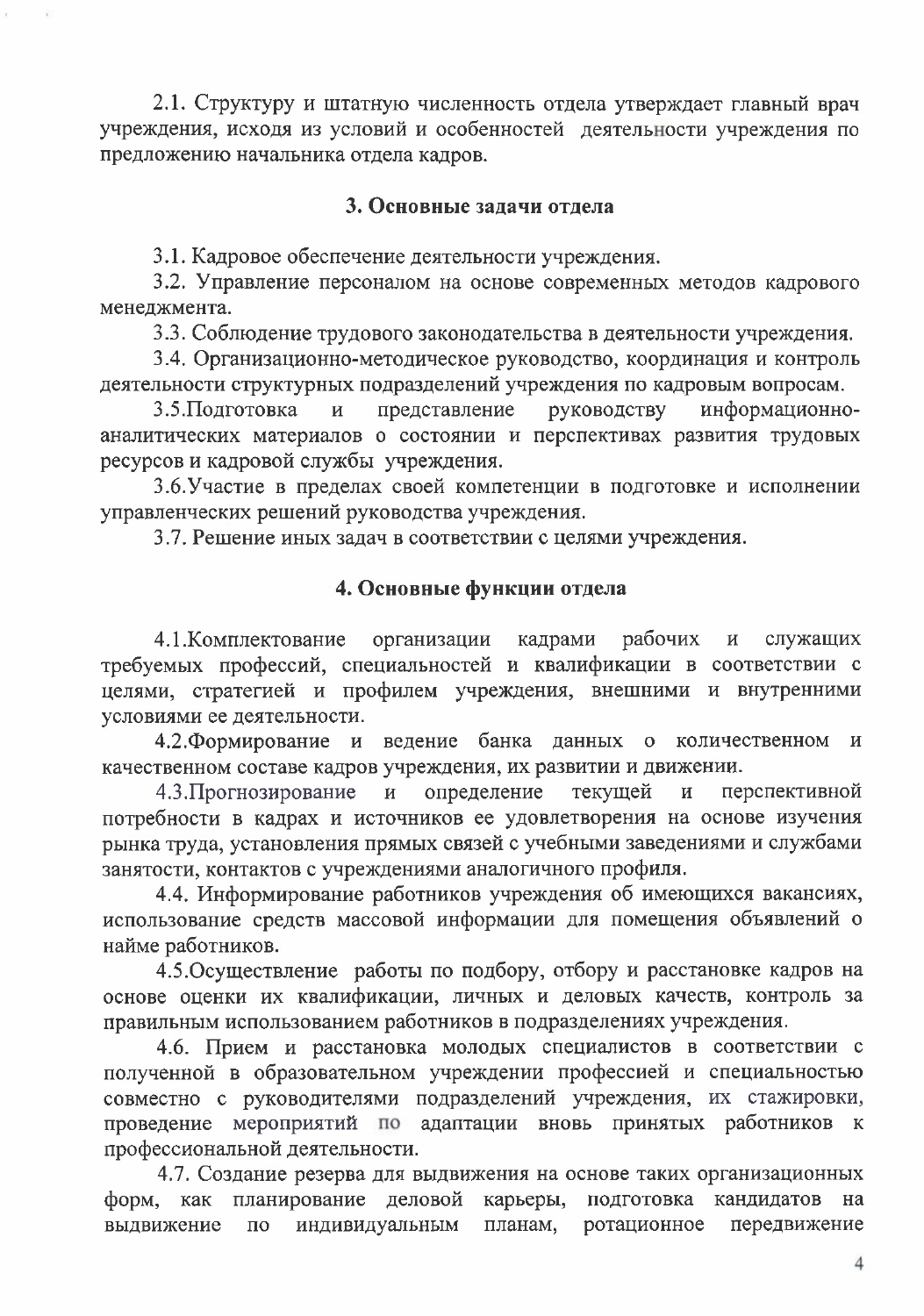2.1. Структуру и штатную численность отдела утверждает главный врач учреждения, исходя из условий и особенностей деятельности учреждения по предложению начальника отдела кадров.

### 3. Основные задачи отдела

3.1. Кадровое обеспечение деятельности учреждения.

3.2. Управление персоналом на основе современных методов кадрового менеджмента.

3.3. Соблюдение трудового законодательства в деятельности учреждения.

3.4. Организационно-методическое руководство, координация и контроль деятельности структурных подразделений учреждения по кадровым вопросам.

3.5.Подготовка и представление руководству информационно-аналитических материалов о состоянии и перспективах развития трудовых ресурсов и кадровой службы учреждения.

3.6.Участие в пределах своей компетенции в подготовке и исполнении управленческих решений руководства учреждения.

3.7. Решение иных задач в соответствии с целями учреждения.

### 4. Основные функции отдела

4.1.Комплектование организации кадрами рабочих и служащих требуемых профессий, специальностей и квалификации в соответствии с целями, стратегией и профилем учреждения, внешними и внутренними условиями ее деятельности.

4.2.Формирование и ведение банка данных о количественном и качественном составе кадров учреждения, их развитии и движении.

4.3.Прогнозирование и определение текущей и перспективной потребности в кадрах и источников ее удовлетворения на основе изучения рынка труда, установления прямых связей с учебными заведениями и службами занятости, контактов с учреждениями аналогичного профиля.

4.4. Информирование работников учреждения об имеющихся вакансиях, использование средств массовой информации для помещения объявлений о найме работников.

4.5.Осуществление работы по подбору, отбору и расстановке кадров на основе оценки их квалификации, личных и деловых качеств, контроль за правильным использованием работников в подразделениях учреждения.

4.6. Прием и расстановка молодых специалистов в соответствии с полученной в образовательном учреждении профессией и специальностью совместно с руководителями подразделений учреждения, их стажировки, проведение мероприятий по адаптации вновь принятых работников к профессиональной деятельности.

4.7. Создание резерва для выдвижения на основе таких организационных форм, как планирование деловой карьеры, подготовка кандидатов на выдвижение по индивидуальным планам, ротационное передвижение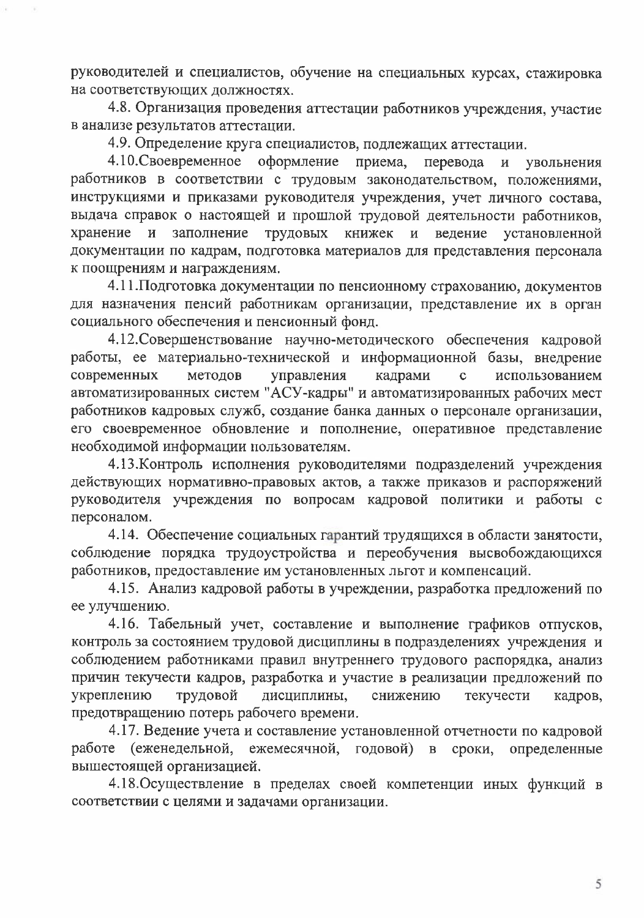руководителей и специалистов, обучение на специальных курсах, стажировка на соответствующих должностях.

4.8. Организация проведения аттестации работников учреждения, участие в анализе результатов аттестации.

4.9. Определение круга специалистов, подлежащих аттестации.

4.10.Своевременное оформление приема, перевода и увольнения работников в соответствии с трудовым законодательством, положениями, инструкциями и приказами руководителя учреждения, учет личного состава, выдача справок о настоящей и прошлой трудовой деятельности работников, хранение и заполнение трудовых книжек и ведение установленной документации по кадрам, подготовка материалов для представления персонала к поощрениям и награждениям.

4.11.Подготовка документации по пенсионному страхованию, документов для назначения пенсий работникам организации, представление их в орган социального обеспечения и пенсионный фонд.

4.12.Совершенствование научно-методического обеспечения кадровой работы, ее материально-технической и информационной базы, внедрение современных методов управления кадрами с использованием автоматизированных систем "АСУ-кадры" и автоматизированных рабочих мест работников кадровых служб, создание банка данных о персонале организации, его своевременное обновление и пополнение, оперативное представление необходимой информации пользователям.

4.13.Контроль исполнения руководителями подразделений учреждения действующих нормативно-правовых актов, а также приказов и распоряжений руководителя учреждения по вопросам кадровой политики и работы с персоналом.

4.14. Обеспечение социальных гарантий трудящихся в области занятости, соблюдение порядка трудоустройства и переобучения высвобождающихся работников, предоставление им установленных льгот и компенсаций.

4.15. Анализ кадровой работы в учреждении, разработка предложений по ее улучшению.

4.16. Табельный учет, составление и выполнение графиков отпусков, контроль за состоянием трудовой дисциплины в подразделениях учреждения и соблюдением работниками правил внутреннего трудового распорядка, анализ причин текучести кадров, разработка и участие в реализации предложений по укреплению трудовой дисциплины, снижению текучести кадров, предотвращению потерь рабочего времени.

4.17. Ведение учета и составление установленной отчетности по кадровой работе (еженедельной, ежемесячной, годовой) в сроки, определенные вышестоящей организацией.

4.18.Осуществление в пределах своей компетенции иных функций в соответствии с целями и задачами организации.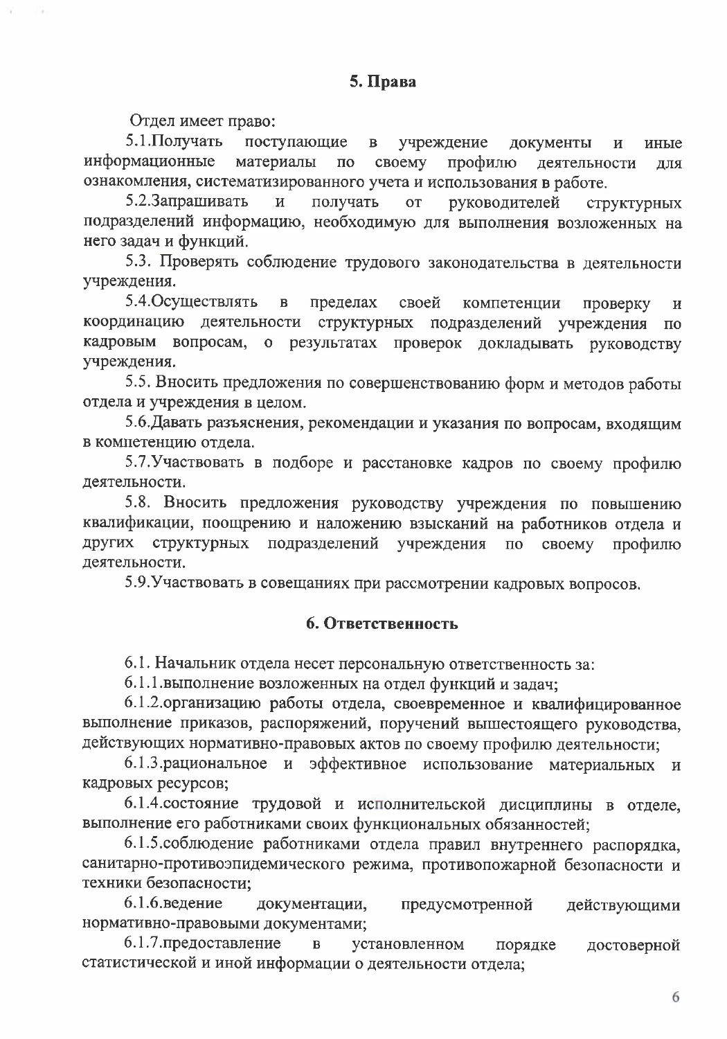## 5. Права

Отдел имеет право:

5.1.Получать поступающие в учреждение документы и иные информационные материалы по своему профилю деятельности для ознакомления, систематизированного учета и использования в работе.

5.2.Запрашивать и получать от руководителей структурных подразделений информацию, необходимую для выполнения возложенных на него задач и функций.

5.3. Проверять соблюдение трудового законодательства в деятельности учреждения.

5.4.Осуществлять в пределах своей компетенции проверку и координацию деятельности структурных подразделений учреждения по кадровым вопросам, о результатах проверок докладывать руководству учреждения.

5.5. Вносить предложения по совершенствованию форм и методов работы отдела и учреждения в целом.

5.6.Давать разъяснения, рекомендации и указания по вопросам, входящим в компетенцию отдела.

5.7.Участвовать в подборе и расстановке кадров по своему профилю деятельности.

5.8. Вносить предложения руководству учреждения по повышению квалификации, поощрению и наложению взысканий на работников отдела и других структурных подразделений учреждения по своему профилю деятельности.

5.9.Участвовать в совещаниях при рассмотрении кадровых вопросов.

## 6. Ответственность

6.1. Начальник отдела несет персональную ответственность за:

6.1.1.выполнение возложенных на отдел функций и задач;

6.1.2.организацию работы отдела, своевременное и квалифицированное выполнение приказов, распоряжений, поручений вышестоящего руководства, действующих нормативно-правовых актов по своему профилю деятельности;

6.1.3.рациональное и эффективное использование материальных и кадровых ресурсов;

6.1.4.состояние трудовой и исполнительской дисциплины в отделе, выполнение его работниками своих функциональных обязанностей;

6.1.5.соблюдение работниками отдела правил внутреннего распорядка, санитарно-противоэпидемического режима, противопожарной безопасности и техники безопасности;

6.1.6.ведение документации, предусмотренной действующими нормативно-правовыми документами;

6.1.7.предоставление в установленном порядке достоверной статистической и иной информации о деятельности отдела;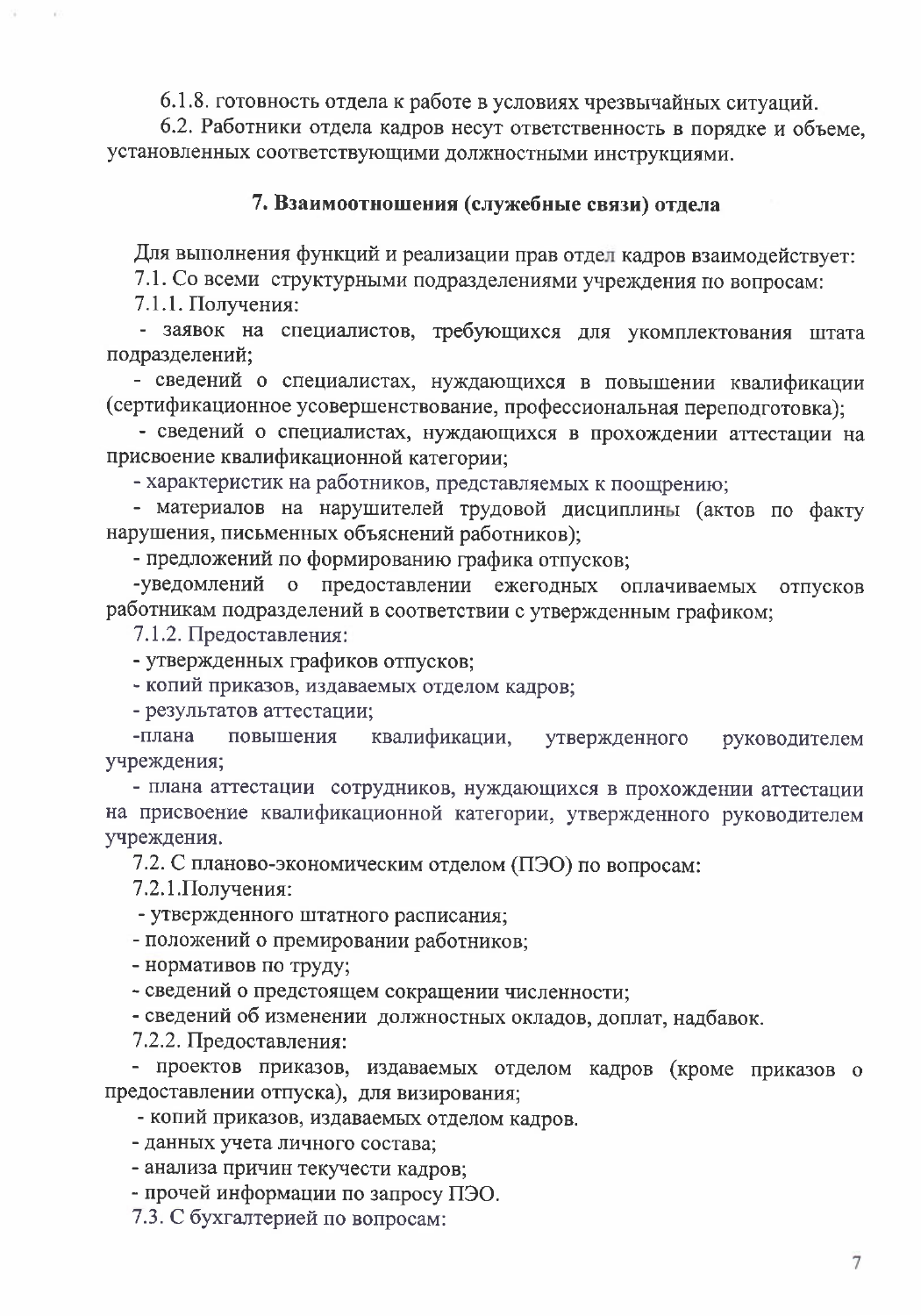6.1.8. готовность отдела к работе в условиях чрезвычайных ситуаций.

6.2. Работники отдела кадров несут ответственность в порядке и объеме, установленных соответствующими должностными инструкциями.

## 7. Взаимоотношения (служебные связи) отдела

Для выполнения функций и реализации прав отдел кадров взаимодействует:

7.1. Со всеми структурными подразделениями учреждения по вопросам:

7.1.1. Получения:

- заявок на специалистов, требующихся для укомплектования штата подразделений;
- сведений о специалистах, нуждающихся в повышении квалификации (сертификационное усовершенствование, профессиональная переподготовка);
- сведений о специалистах, нуждающихся в прохождении аттестации на присвоение квалификационной категории;
- характеристик на работников, представляемых к поощрению;
- материалов на нарушителей трудовой дисциплины (актов по факту нарушения, письменных объяснений работников);
- предложений по формированию графика отпусков;
- уведомлений о предоставлении ежегодных оплачиваемых отпусков работникам подразделений в соответствии с утвержденным графиком;

7.1.2. Предоставления:

- утвержденных графиков отпусков;
- копий приказов, издаваемых отделом кадров;
- результатов аттестации;
- плана повышения квалификации, утвержденного руководителем учреждения;
- плана аттестации сотрудников, нуждающихся в прохождении аттестации на присвоение квалификационной категории, утвержденного руководителем учреждения.

7.2. С планово-экономическим отделом (ПЭО) по вопросам:

7.2.1. Получения:

- утвержденного штатного расписания;
- положений о премировании работников;
- нормативов по труду;
- сведений о предстоящем сокращении численности;
- сведений об изменении должностных окладов, доплат, надбавок.

7.2.2. Предоставления:

- проектов приказов, издаваемых отделом кадров (кроме приказов о предоставлении отпуска), для визирования;
- копий приказов, издаваемых отделом кадров.
- данных учета личного состава;
- анализа причин текучести кадров;
- прочей информации по запросу ПЭО.

7.3. С бухгалтерией по вопросам: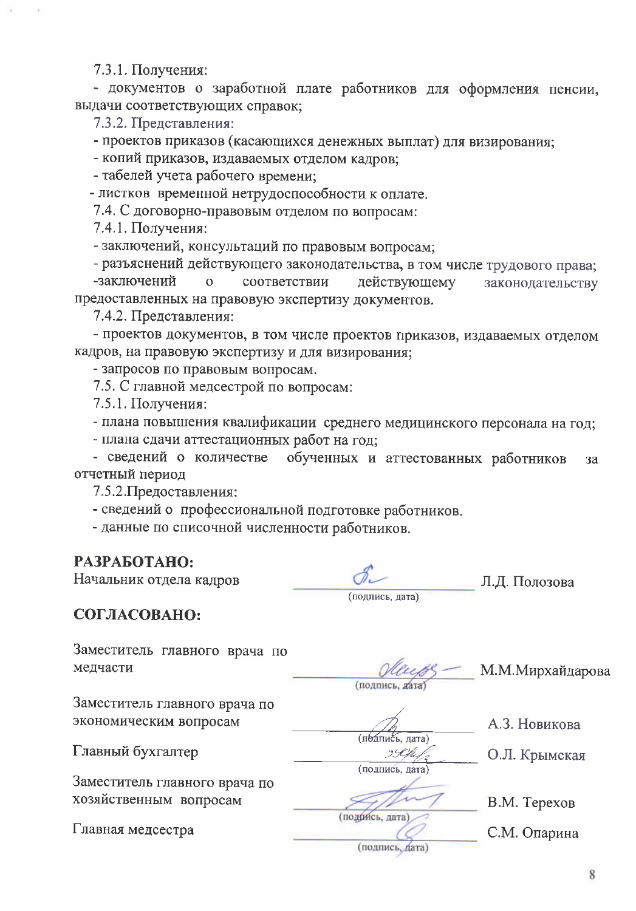7.3.1. Получения:

- документов о заработной плате работников для оформления пенсии, выдачи соответствующих справок;

7.3.2. Представления:

- проектов приказов (касающихся денежных выплат) для визирования;
- копий приказов, издаваемых отделом кадров;
- табелей учета рабочего времени;
- листков временной нетрудоспособности к оплате.

7.4. С договорно-правовым отделом по вопросам:

7.4.1. Получения:

- заключений, консультаций по правовым вопросам;
- разъяснений действующего законодательства, в том числе трудового права;
- заключений о соответствии действующему законодательству предоставленных на правовую экспертизу документов.

7.4.2. Представления:

- проектов документов, в том числе проектов приказов, издаваемых отделом кадров, на правовую экспертизу и для визирования;
- запросов по правовым вопросам.

7.5. С главной медсестрой по вопросам:

7.5.1. Получения:

- плана повышения квалификации среднего медицинского персонала на год;
- плана сдачи аттестационных работ на год;
- сведений о количестве обученных и аттестованных работников за отчетный период

7.5.2. Предоставления:

- сведений о профессиональной подготовке работников.
- данные по списочной численности работников.

**РАЗРАБОТАНО:**

| | | |
|---|---|---|
| Начальник отдела кадров | (подпись, дата) | Л.Д. Полозова |

**СОГЛАСОВАНО:**

| | | |
|---|---|---|
| Заместитель главного врача по медчасти | (подпись, дата) | М.М.Мирхайдарова |
| Заместитель главного врача по экономическим вопросам | (подпись, дата) | А.З. Новикова |
| Главный бухгалтер | (подпись, дата) | О.Л. Крымская |
| Заместитель главного врача по хозяйственным вопросам | (подпись, дата) | В.М. Терехов |
| Главная медсестра | (подпись, дата) | С.М. Опарина |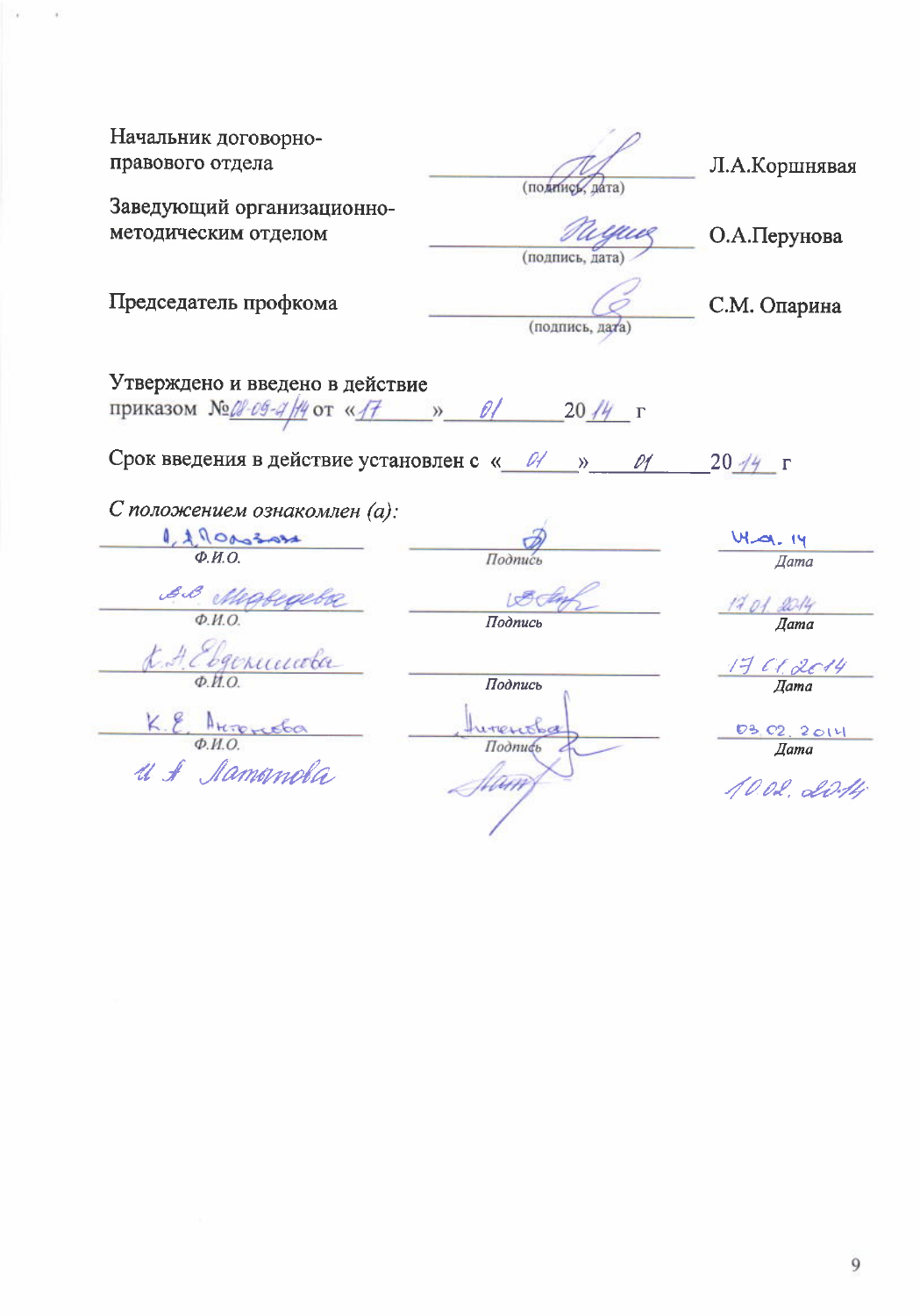Начальник договорно-правового отдела ____________________ Л.А.Коршнявая
(подпись, дата)

Заведующий организационно-методическим отделом ____________________ О.А.Перунова
(подпись, дата)

Председатель профкома ____________________ С.М. Опарина
(подпись, дата)

Утверждено и введено в действие приказом №01-09-а/14 от «17» 01 2014 г

Срок введения в действие установлен с «01» 01 2014 г

*С положением ознакомлен (а):*

| *Ф.И.О.* | *Подпись* | *Дата* |
|---|---|---|
| Л.А. Полозова | | 14.01.14 |
| В.В. Медведева | | 17.01.2014 |
| К.А. Евдокимова | | 17.01.2014 |
| К.Е. Антонова | Антонова | 03.02.2014 |
| И.А. Лаптева | | 10.02.2014 |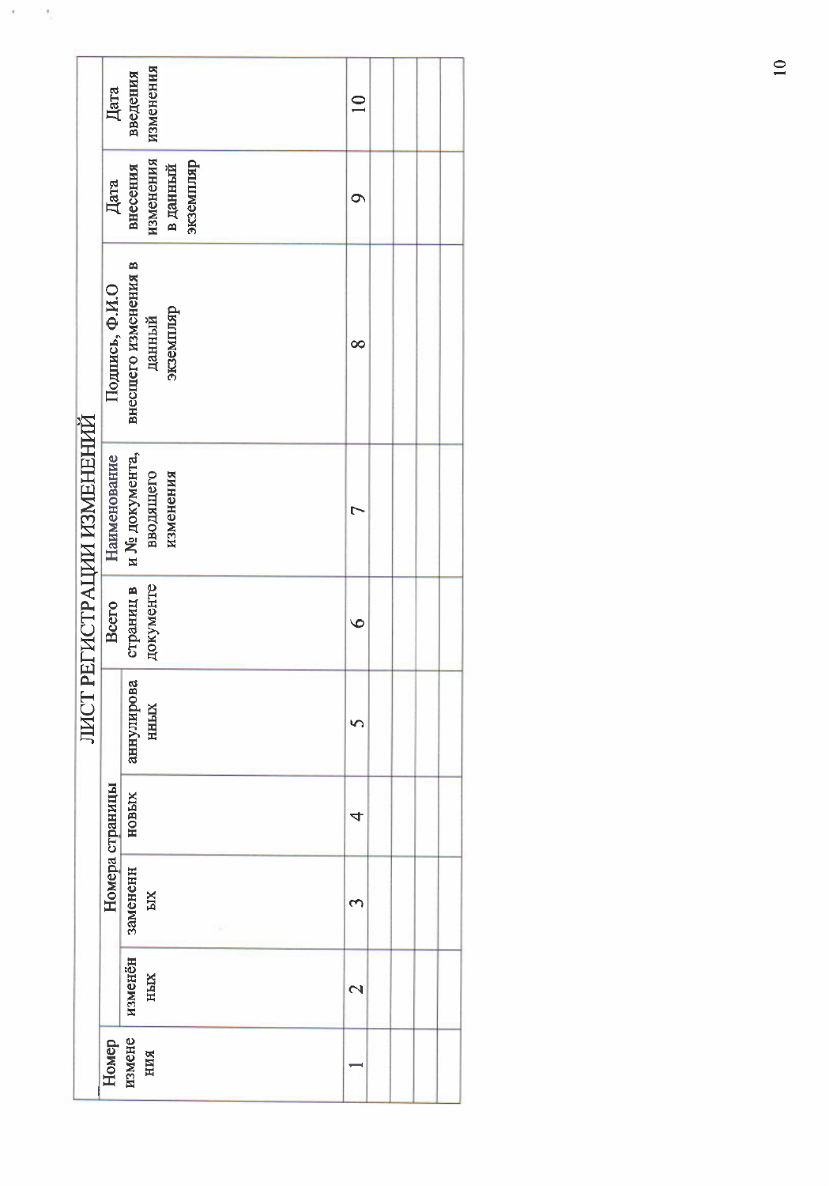## ЛИСТ РЕГИСТРАЦИИ ИЗМЕНЕНИЙ

| Номер изменения | Номера страницы | | | | Всего страниц в документе | Наименование и № документа, вводящего изменения | Подпись, Ф.И.О внесшего изменения в данный экземпляр | Дата внесения изменения в данный экземпляр | Дата введения изменения |
|---|---|---|---|---|---|---|---|---|---|
| | изменённых | замененных | новых | аннулированных | | | | | |
| 1 | 2 | 3 | 4 | 5 | 6 | 7 | 8 | 9 | 10 |
| | | | | | | | | | |
| | | | | | | | | | |
| | | | | | | | | | |
| | | | | | | | | | |